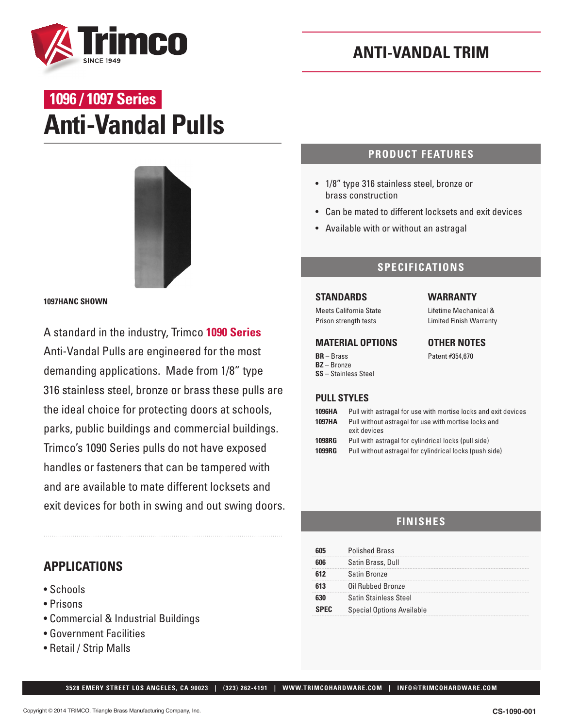# ANTI-VANDAL TRIM

## 1096 / 1097 Series

# Anti-Vandal Pulls

**1097HANC SHOWN**

A standard in the industry, Trimco **1090 Series** Anti-Vandal Pulls are engineered for the most demanding applications. Made from 1/8" type 316 stainless steel, bronze or brass these pulls are the ideal choice for protecting doors at schools, parks, public buildings and commercial buildings. Trimco's 1090 Series pulls do not have exposed handles or fasteners that can be tampered with and are available to mate different locksets and exit devices for both in swing and out swing doors.

## APPLICATIONS

- Schools
- Prisons
- Commercial & Industrial Buildings
- Government Facilities
- Retail / Strip Malls

## PRODUCT FEATURES

- 1/8" type 316 stainless steel, bronze or brass construction
- Can be mated to different locksets and exit devices
- Available with or without an astragal

## SPECIFICATIONS

### STANDARDS

Meets California State Prison strength tests

### WARRANTY

Lifetime Mechanical & Limited Finish Warranty

### MATERIAL OPTIONS

**BR** – Brass
**BZ** – Bronze
**SS** – Stainless Steel

### OTHER NOTES

Patent #354,670

### PULL STYLES

| | |
|---|---|
| **1096HA** | Pull with astragal for use with mortise locks and exit devices |
| **1097HA** | Pull without astragal for use with mortise locks and exit devices |
| **1098RG** | Pull with astragal for cylindrical locks (pull side) |
| **1099RG** | Pull without astragal for cylindrical locks (push side) |

## FINISHES

| | |
|---|---|
| **605** | Polished Brass |
| **606** | Satin Brass, Dull |
| **612** | Satin Bronze |
| **613** | Oil Rubbed Bronze |
| **630** | Satin Stainless Steel |
| **SPEC** | Special Options Available |

3528 EMERY STREET LOS ANGELES, CA 90023 | (323) 262-4191 | WWW.TRIMCOHARDWARE.COM | INFO@TRIMCOHARDWARE.COM

Copyright © 2014 TRIMCO, Triangle Brass Manufacturing Company, Inc.

CS-1090-001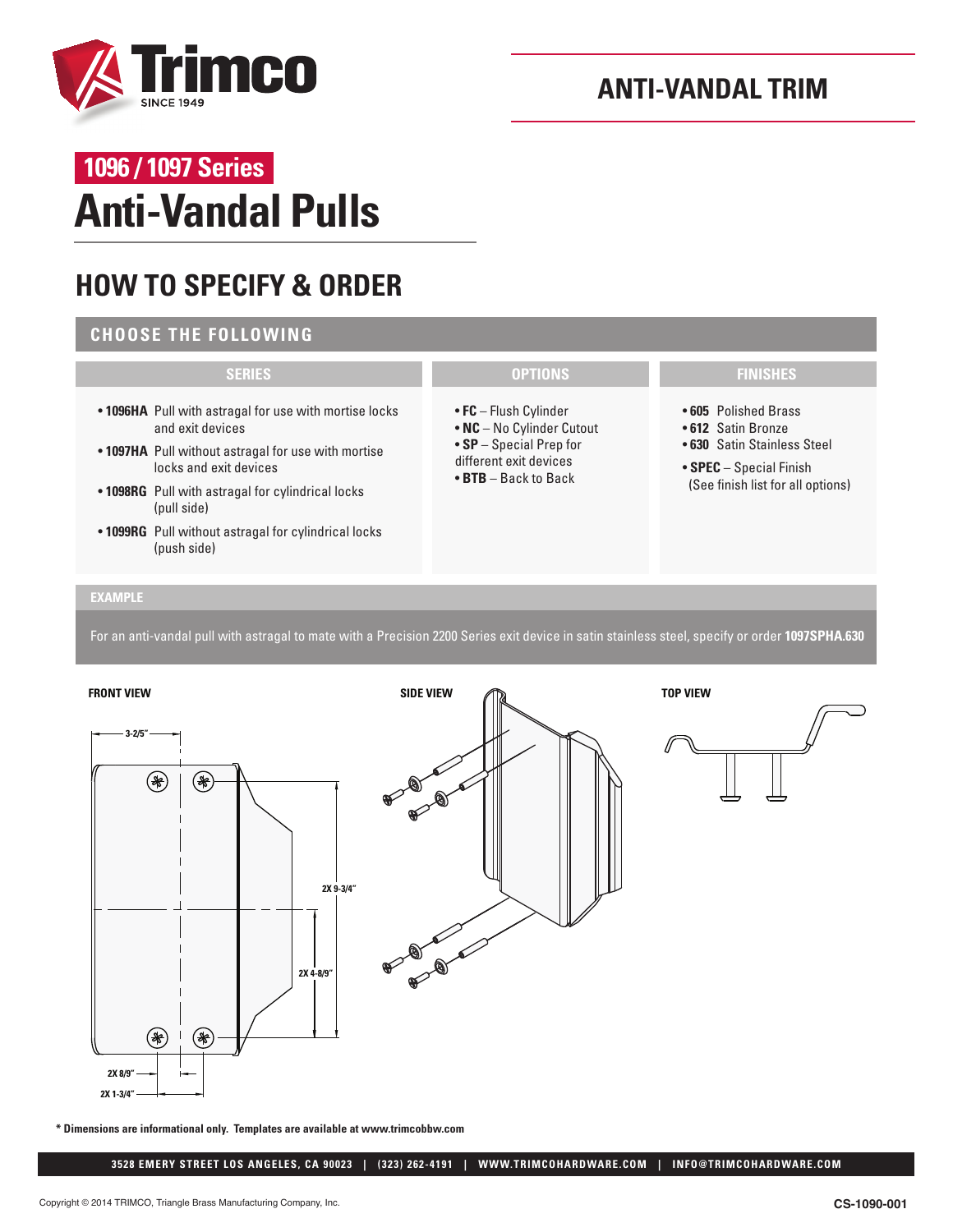# ANTI-VANDAL TRIM

## 1096 / 1097 Series

# Anti-Vandal Pulls

## HOW TO SPECIFY & ORDER

### CHOOSE THE FOLLOWING

| SERIES | OPTIONS | FINISHES |
|---|---|---|
| • **1096HA** Pull with astragal for use with mortise locks and exit devices<br>• **1097HA** Pull without astragal for use with mortise locks and exit devices<br>• **1098RG** Pull with astragal for cylindrical locks (pull side)<br>• **1099RG** Pull without astragal for cylindrical locks (push side) | • **FC** – Flush Cylinder<br>• **NC** – No Cylinder Cutout<br>• **SP** – Special Prep for different exit devices<br>• **BTB** – Back to Back | • **605** Polished Brass<br>• **612** Satin Bronze<br>• **630** Satin Stainless Steel<br>• **SPEC** – Special Finish (See finish list for all options) |

### EXAMPLE

For an anti-vandal pull with astragal to mate with a Precision 2200 Series exit device in satin stainless steel, specify or order **1097SPHA.630**

FRONT VIEW

3-2/5"

2X 9-3/4"

2X 4-8/9"

2X 8/9"

2X 1-3/4"

SIDE VIEW

TOP VIEW

**\* Dimensions are informational only. Templates are available at www.trimcobbw.com**

3528 EMERY STREET LOS ANGELES, CA 90023 | (323) 262-4191 | WWW.TRIMCOHARDWARE.COM | INFO@TRIMCOHARDWARE.COM

Copyright © 2014 TRIMCO, Triangle Brass Manufacturing Company, Inc.

CS-1090-001